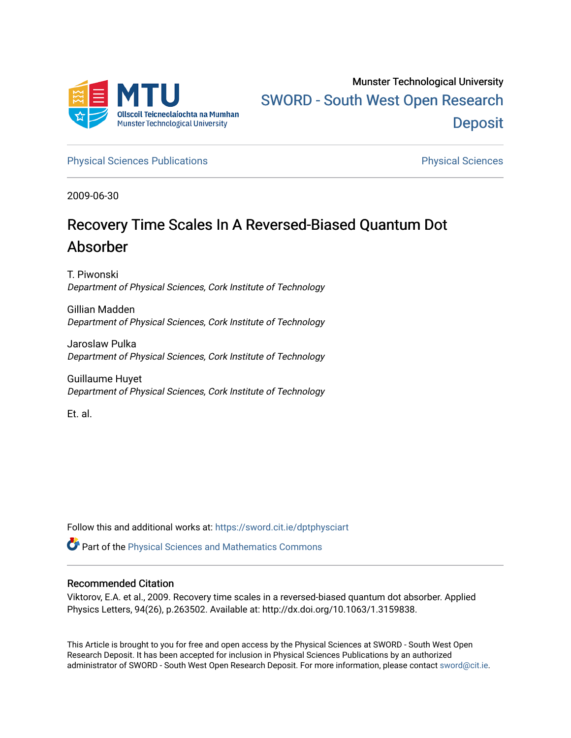Munster Technological University

SWORD - South West Open Research Deposit

Physical Sciences Publications | Physical Sciences

2009-06-30

# Recovery Time Scales In A Reversed-Biased Quantum Dot Absorber

T. Piwonski
*Department of Physical Sciences, Cork Institute of Technology*

Gillian Madden
*Department of Physical Sciences, Cork Institute of Technology*

Jaroslaw Pulka
*Department of Physical Sciences, Cork Institute of Technology*

Guillaume Huyet
*Department of Physical Sciences, Cork Institute of Technology*

Et. al.

Follow this and additional works at: https://sword.cit.ie/dptphysciart

Part of the Physical Sciences and Mathematics Commons

## Recommended Citation

Viktorov, E.A. et al., 2009. Recovery time scales in a reversed-biased quantum dot absorber. Applied Physics Letters, 94(26), p.263502. Available at: http://dx.doi.org/10.1063/1.3159838.

This Article is brought to you for free and open access by the Physical Sciences at SWORD - South West Open Research Deposit. It has been accepted for inclusion in Physical Sciences Publications by an authorized administrator of SWORD - South West Open Research Deposit. For more information, please contact sword@cit.ie.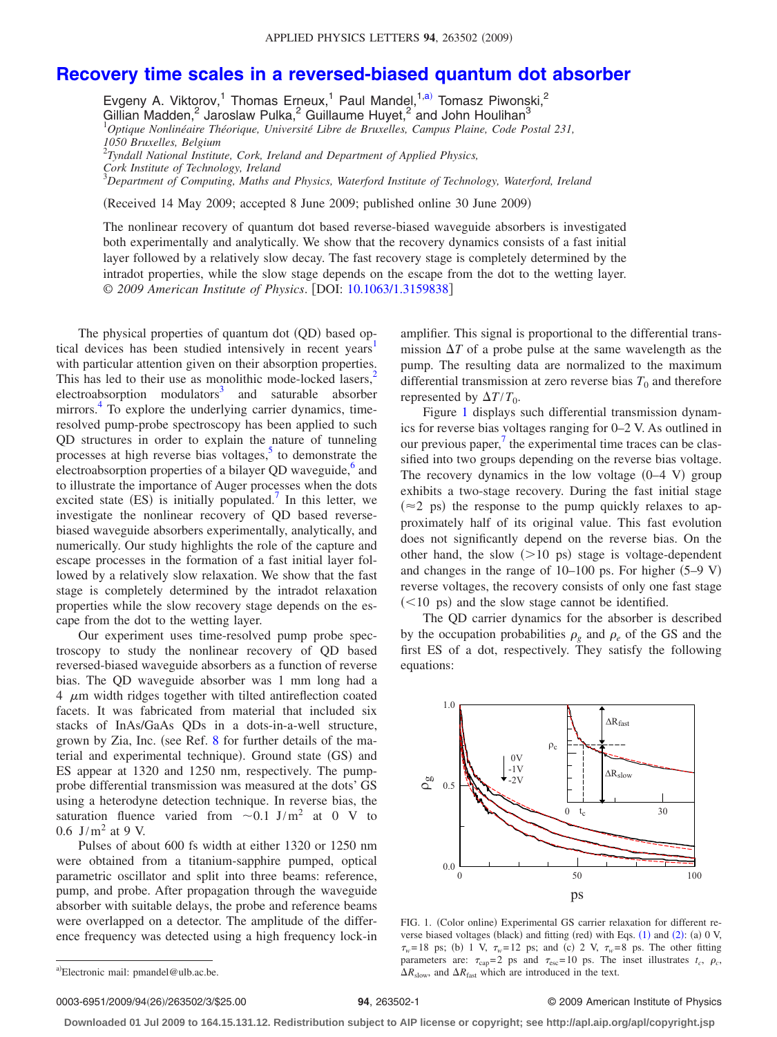# Recovery time scales in a reversed-biased quantum dot absorber

Evgeny A. Viktorov,[1] Thomas Erneux,[1] Paul Mandel,[1,a)] Tomasz Piwonski,[2] Gillian Madden,[2] Jaroslaw Pulka,[2] Guillaume Huyet,[2] and John Houlihan[3]

[1]*Optique Nonlinéaire Théorique, Université Libre de Bruxelles, Campus Plaine, Code Postal 231, 1050 Bruxelles, Belgium*

[2]*Tyndall National Institute, Cork, Ireland and Department of Applied Physics, Cork Institute of Technology, Ireland*

[3]*Department of Computing, Maths and Physics, Waterford Institute of Technology, Waterford, Ireland*

(Received 14 May 2009; accepted 8 June 2009; published online 30 June 2009)

The nonlinear recovery of quantum dot based reverse-biased waveguide absorbers is investigated both experimentally and analytically. We show that the recovery dynamics consists of a fast initial layer followed by a relatively slow decay. The fast recovery stage is completely determined by the intradot properties, while the slow stage depends on the escape from the dot to the wetting layer. © *2009 American Institute of Physics*. [DOI: 10.1063/1.3159838]

The physical properties of quantum dot (QD) based optical devices has been studied intensively in recent years[1] with particular attention given on their absorption properties. This has led to their use as monolithic mode-locked lasers,[2] electroabsorption modulators[3] and saturable absorber mirrors.[4] To explore the underlying carrier dynamics, time-resolved pump-probe spectroscopy has been applied to such QD structures in order to explain the nature of tunneling processes at high reverse bias voltages,[5] to demonstrate the electroabsorption properties of a bilayer QD waveguide,[6] and to illustrate the importance of Auger processes when the dots excited state (ES) is initially populated.[7] In this letter, we investigate the nonlinear recovery of QD based reverse-biased waveguide absorbers experimentally, analytically, and numerically. Our study highlights the role of the capture and escape processes in the formation of a fast initial layer followed by a relatively slow relaxation. We show that the fast stage is completely determined by the intradot relaxation properties while the slow recovery stage depends on the escape from the dot to the wetting layer.

Our experiment uses time-resolved pump probe spectroscopy to study the nonlinear recovery of QD based reversed-biased waveguide absorbers as a function of reverse bias. The QD waveguide absorber was 1 mm long had a 4 $\mu$m width ridges together with tilted antireflection coated facets. It was fabricated from material that included six stacks of InAs/GaAs QDs in a dots-in-a-well structure, grown by Zia, Inc. (see Ref. 8 for further details of the material and experimental technique). Ground state (GS) and ES appear at 1320 and 1250 nm, respectively. The pump-probe differential transmission was measured at the dots' GS using a heterodyne detection technique. In reverse bias, the saturation fluence varied from $\sim 0.1$ J/m$^2$ at 0 V to 0.6 J/m$^2$ at 9 V.

Pulses of about 600 fs width at either 1320 or 1250 nm were obtained from a titanium-sapphire pumped, optical parametric oscillator and split into three beams: reference, pump, and probe. After propagation through the waveguide absorber with suitable delays, the probe and reference beams were overlapped on a detector. The amplitude of the difference frequency was detected using a high frequency lock-in amplifier. This signal is proportional to the differential transmission $\Delta T$ of a probe pulse at the same wavelength as the pump. The resulting data are normalized to the maximum differential transmission at zero reverse bias $T_0$ and therefore represented by $\Delta T/T_0$.

Figure 1 displays such differential transmission dynamics for reverse bias voltages ranging for 0–2 V. As outlined in our previous paper,[7] the experimental time traces can be classified into two groups depending on the reverse bias voltage. The recovery dynamics in the low voltage (0–4 V) group exhibits a two-stage recovery. During the fast initial stage ($\approx 2$ ps) the response to the pump quickly relaxes to approximately half of its original value. This fast evolution does not significantly depend on the reverse bias. On the other hand, the slow ($>10$ ps) stage is voltage-dependent and changes in the range of 10–100 ps. For higher (5–9 V) reverse voltages, the recovery consists of only one fast stage ($<10$ ps) and the slow stage cannot be identified.

The QD carrier dynamics for the absorber is described by the occupation probabilities $\rho_g$ and $\rho_e$ of the GS and the first ES of a dot, respectively. They satisfy the following equations:

FIG. 1. (Color online) Experimental GS carrier relaxation for different reverse biased voltages (black) and fitting (red) with Eqs. (1) and (2): (a) 0 V, $\tau_w=18$ ps; (b) 1 V, $\tau_w=12$ ps; and (c) 2 V, $\tau_w=8$ ps. The other fitting parameters are: $\tau_{cap}=2$ ps and $\tau_{esc}=10$ ps. The inset illustrates $t_c$, $\rho_c$, $\Delta R_{slow}$, and $\Delta R_{fast}$ which are introduced in the text.

a)Electronic mail: pmandel@ulb.ac.be.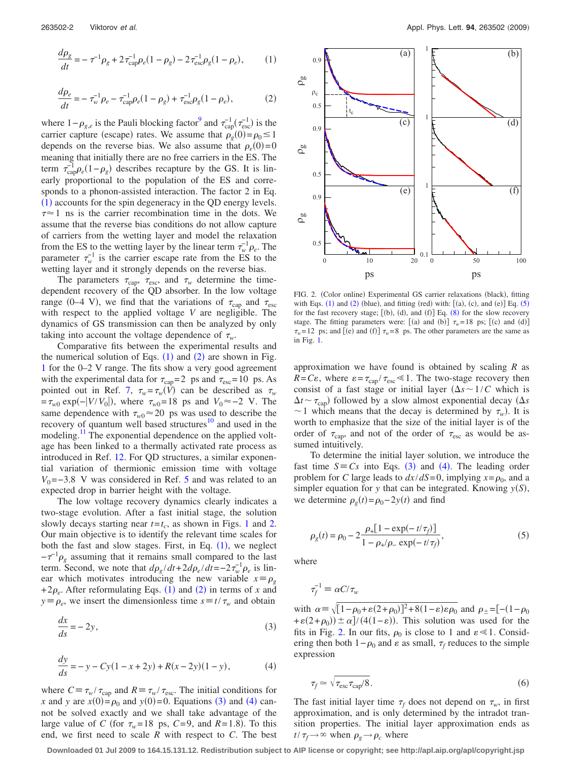$$\frac{d\rho_g}{dt} = -\tau^{-1}\rho_g + 2\tau_{\text{cap}}^{-1}\rho_e(1-\rho_g) - 2\tau_{\text{esc}}^{-1}\rho_g(1-\rho_e), \tag{1}$$

$$\frac{d\rho_e}{dt} = -\tau_w^{-1}\rho_e - \tau_{\text{cap}}^{-1}\rho_e(1-\rho_g) + \tau_{\text{esc}}^{-1}\rho_g(1-\rho_e), \tag{2}$$

where $1-\rho_{g,e}$ is the Pauli blocking factor[9] and $\tau_{\text{cap}}^{-1}(\tau_{\text{esc}}^{-1})$ is the carrier capture (escape) rates. We assume that $\rho_g(0)=\rho_0 \leq 1$ depends on the reverse bias. We also assume that $\rho_e(0)=0$ meaning that initially there are no free carriers in the ES. The term $\tau_{\text{cap}}^{-1}\rho_e(1-\rho_g)$ describes recapture by the GS. It is linearly proportional to the population of the ES and corresponds to a phonon-assisted interaction. The factor 2 in Eq. (1) accounts for the spin degeneracy in the QD energy levels. $\tau \approx 1$ ns is the carrier recombination time in the dots. We assume that the reverse bias conditions do not allow capture of carriers from the wetting layer and model the relaxation from the ES to the wetting layer by the linear term $\tau_w^{-1}\rho_e$. The parameter $\tau_w^{-1}$ is the carrier escape rate from the ES to the wetting layer and it strongly depends on the reverse bias.

The parameters $\tau_{\text{cap}}$, $\tau_{\text{esc}}$, and $\tau_w$ determine the time-dependent recovery of the QD absorber. In the low voltage range (0–4 V), we find that the variations of $\tau_{\text{cap}}$ and $\tau_{\text{esc}}$ with respect to the applied voltage $V$ are negligible. The dynamics of GS transmission can then be analyzed by only taking into account the voltage dependence of $\tau_w$.

Comparative fits between the experimental results and the numerical solution of Eqs. (1) and (2) are shown in Fig. 1 for the 0–2 V range. The fits show a very good agreement with the experimental data for $\tau_{\text{cap}}=2$ ps and $\tau_{\text{esc}}=10$ ps. As pointed out in Ref. 7, $\tau_w=\tau_w(V)$ can be described as $\tau_w = \tau_{w0}\exp(-|V/V_0|)$, where $\tau_{w0}=18$ ps and $V_0 \approx -2$ V. The same dependence with $\tau_{w0} \approx 20$ ps was used to describe the recovery of quantum well based structures[10] and used in the modeling.[11] The exponential dependence on the applied voltage has been linked to a thermally activated rate process as introduced in Ref. 12. For QD structures, a similar exponential variation of thermionic emission time with voltage $V_0=-3.8$ V was considered in Ref. 5 and was related to an expected drop in barrier height with the voltage.

The low voltage recovery dynamics clearly indicates a two-stage evolution. After a fast initial stage, the solution slowly decays starting near $t=t_c$, as shown in Figs. 1 and 2. Our main objective is to identify the relevant time scales for both the fast and slow stages. First, in Eq. (1), we neglect $-\tau^{-1}\rho_g$ assuming that it remains small compared to the last term. Second, we note that $d\rho_g/dt + 2d\rho_e/dt = -2\tau_w^{-1}\rho_e$ is linear which motivates introducing the new variable $x \equiv \rho_g + 2\rho_e$. After reformulating Eqs. (1) and (2) in terms of $x$ and $y \equiv \rho_e$, we insert the dimensionless time $s \equiv t/\tau_w$ and obtain

$$\frac{dx}{ds} = -2y, \tag{3}$$

$$\frac{dy}{ds} = -y - Cy(1-x+2y) + R(x-2y)(1-y), \tag{4}$$

where $C \equiv \tau_w/\tau_{\text{cap}}$ and $R \equiv \tau_w/\tau_{\text{esc}}$. The initial conditions for $x$ and $y$ are $x(0)=\rho_0$ and $y(0)=0$. Equations (3) and (4) cannot be solved exactly and we shall take advantage of the large value of $C$ (for $\tau_w=18$ ps, $C=9$, and $R=1.8$). To this end, we first need to scale $R$ with respect to $C$. The best approximation we have found is obtained by scaling $R$ as $R=C\varepsilon$, where $\varepsilon=\tau_{\text{cap}}/\tau_{\text{esc}} \ll 1$. The two-stage recovery then consist of a fast stage or initial layer ($\Delta s \sim 1/C$ which is $\Delta t \sim \tau_{\text{cap}}$) followed by a slow almost exponential decay ($\Delta s \sim 1$ which means that the decay is determined by $\tau_w$). It is worth to emphasize that the size of the initial layer is of the order of $\tau_{\text{cap}}$, and not of the order of $\tau_{\text{esc}}$ as would be assumed intuitively.

FIG. 2. (Color online) Experimental GS carrier relaxations (black), fitting with Eqs. (1) and (2) (blue), and fitting (red) with: [(a), (c), and (e)] Eq. (5) for the fast recovery stage; [(b), (d), and (f)] Eq. (8) for the slow recovery stage. The fitting parameters were: [(a) and (b)] $\tau_w=18$ ps; [(c) and (d)] $\tau_w=12$ ps; and [(e) and (f)] $\tau_w=8$ ps. The other parameters are the same as in Fig. 1.

To determine the initial layer solution, we introduce the fast time $S \equiv Cs$ into Eqs. (3) and (4). The leading order problem for $C$ large leads to $dx/dS=0$, implying $x=\rho_0$, and a simpler equation for $y$ that can be integrated. Knowing $y(S)$, we determine $\rho_g(t)=\rho_0-2y(t)$ and find

$$\rho_g(t) = \rho_0 - 2\frac{\rho_+[1-\exp(-t/\tau_f)]}{1-\rho_+/\rho_-\exp(-t/\tau_f)}, \tag{5}$$

where

$$\tau_f^{-1} \equiv \alpha C/\tau_w$$

with $\alpha \equiv \sqrt{[1-\rho_0+\varepsilon(2+\rho_0)]^2+8(1-\varepsilon)\varepsilon\rho_0}$ and $\rho_\pm = [-(1-\rho_0+\varepsilon(2+\rho_0)) \pm \alpha]/(4(1-\varepsilon))$. This solution was used for the fits in Fig. 2. In our fits, $\rho_0$ is close to 1 and $\varepsilon \ll 1$. Considering then both $1-\rho_0$ and $\varepsilon$ as small, $\tau_f$ reduces to the simple expression

$$\tau_f \simeq \sqrt{\tau_{\text{esc}}\tau_{\text{cap}}/8}. \tag{6}$$

The fast initial layer time $\tau_f$ does not depend on $\tau_w$, in first approximation, and is only determined by the intradot transition properties. The initial layer approximation ends as $t/\tau_f \to \infty$ when $\rho_g \to \rho_c$ where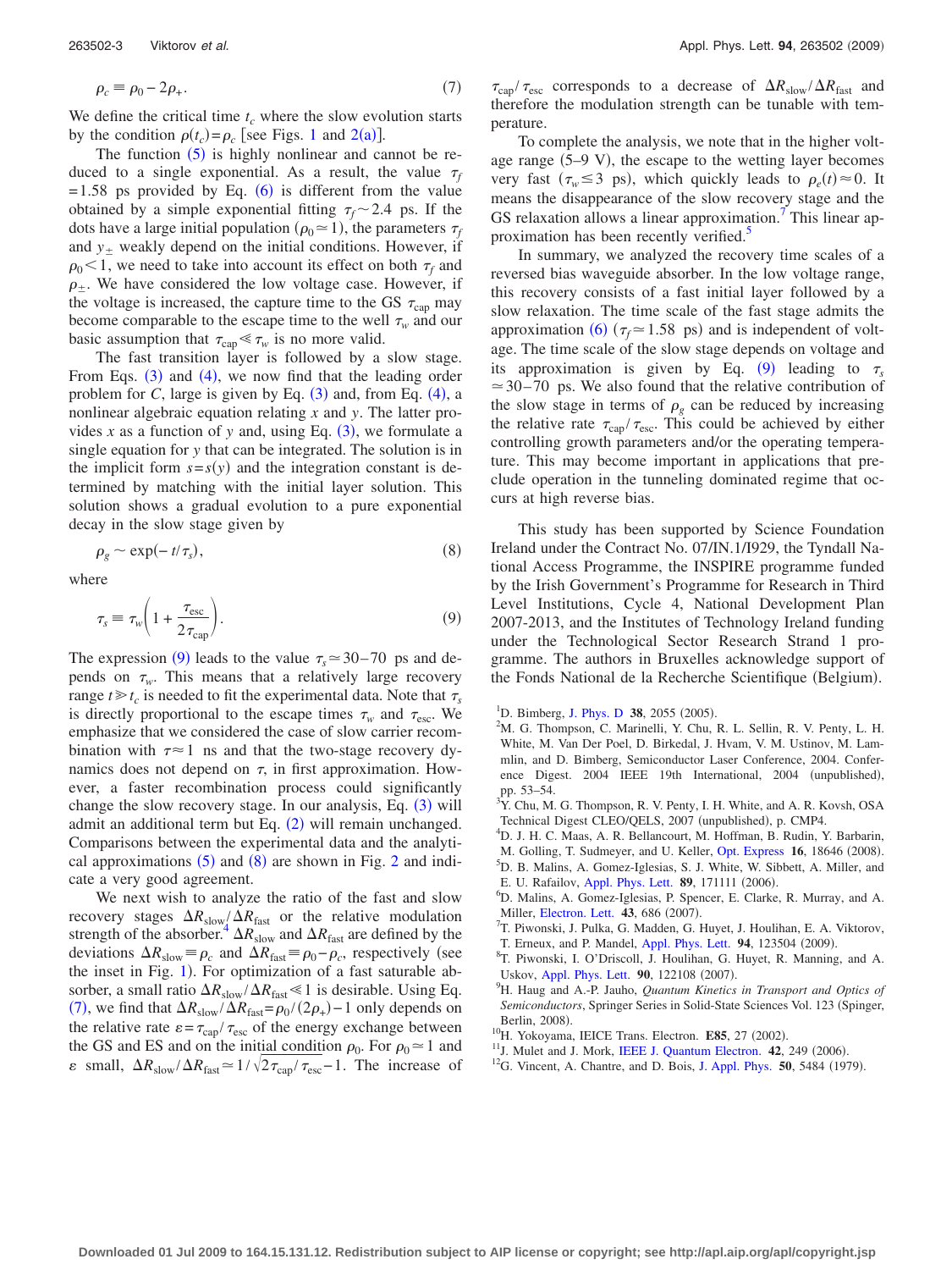$$\rho_c \equiv \rho_0 - 2\rho_+. \tag{7}$$

We define the critical time $t_c$ where the slow evolution starts by the condition $\rho(t_c)=\rho_c$ [see Figs. 1 and 2(a)].

The function (5) is highly nonlinear and cannot be reduced to a single exponential. As a result, the value $\tau_f = 1.58$ ps provided by Eq. (6) is different from the value obtained by a simple exponential fitting $\tau_f \sim 2.4$ ps. If the dots have a large initial population ($\rho_0 \simeq 1$), the parameters $\tau_f$ and $y_\pm$ weakly depend on the initial conditions. However, if $\rho_0 < 1$, we need to take into account its effect on both $\tau_f$ and $\rho_\pm$. We have considered the low voltage case. However, if the voltage is increased, the capture time to the GS $\tau_{\text{cap}}$ may become comparable to the escape time to the well $\tau_w$ and our basic assumption that $\tau_{\text{cap}} \ll \tau_w$ is no more valid.

The fast transition layer is followed by a slow stage. From Eqs. (3) and (4), we now find that the leading order problem for $C$, large is given by Eq. (3) and, from Eq. (4), a nonlinear algebraic equation relating $x$ and $y$. The latter provides $x$ as a function of $y$ and, using Eq. (3), we formulate a single equation for $y$ that can be integrated. The solution is in the implicit form $s=s(y)$ and the integration constant is determined by matching with the initial layer solution. This solution shows a gradual evolution to a pure exponential decay in the slow stage given by

$$\rho_g \sim \exp(-t/\tau_s), \tag{8}$$

where

$$\tau_s \equiv \tau_w\left(1 + \frac{\tau_{\text{esc}}}{2\tau_{\text{cap}}}\right). \tag{9}$$

The expression (9) leads to the value $\tau_s \simeq 30-70$ ps and depends on $\tau_w$. This means that a relatively large recovery range $t \gg t_c$ is needed to fit the experimental data. Note that $\tau_s$ is directly proportional to the escape times $\tau_w$ and $\tau_{\text{esc}}$. We emphasize that we considered the case of slow carrier recombination with $\tau \approx 1$ ns and that the two-stage recovery dynamics does not depend on $\tau$, in first approximation. However, a faster recombination process could significantly change the slow recovery stage. In our analysis, Eq. (3) will admit an additional term but Eq. (2) will remain unchanged. Comparisons between the experimental data and the analytical approximations (5) and (8) are shown in Fig. 2 and indicate a very good agreement.

We next wish to analyze the ratio of the fast and slow recovery stages $\Delta R_{\text{slow}}/\Delta R_{\text{fast}}$ or the relative modulation strength of the absorber.[4] $\Delta R_{\text{slow}}$ and $\Delta R_{\text{fast}}$ are defined by the deviations $\Delta R_{\text{slow}} \equiv \rho_c$ and $\Delta R_{\text{fast}} \equiv \rho_0 - \rho_c$, respectively (see the inset in Fig. 1). For optimization of a fast saturable absorber, a small ratio $\Delta R_{\text{slow}}/\Delta R_{\text{fast}} \ll 1$ is desirable. Using Eq. (7), we find that $\Delta R_{\text{slow}}/\Delta R_{\text{fast}} = \rho_0/(2\rho_+) - 1$ only depends on the relative rate $\varepsilon = \tau_{\text{cap}}/\tau_{\text{esc}}$ of the energy exchange between the GS and ES and on the initial condition $\rho_0$. For $\rho_0 \simeq 1$ and $\varepsilon$ small, $\Delta R_{\text{slow}}/\Delta R_{\text{fast}} \simeq 1/\sqrt{2\tau_{\text{cap}}/\tau_{\text{esc}}} - 1$. The increase of $\tau_{\text{cap}}/\tau_{\text{esc}}$ corresponds to a decrease of $\Delta R_{\text{slow}}/\Delta R_{\text{fast}}$ and therefore the modulation strength can be tunable with temperature.

To complete the analysis, we note that in the higher voltage range (5–9 V), the escape to the wetting layer becomes very fast ($\tau_w \lesssim 3$ ps), which quickly leads to $\rho_e(t) \approx 0$. It means the disappearance of the slow recovery stage and the GS relaxation allows a linear approximation.[7] This linear approximation has been recently verified.[5]

In summary, we analyzed the recovery time scales of a reversed bias waveguide absorber. In the low voltage range, this recovery consists of a fast initial layer followed by a slow relaxation. The time scale of the fast stage admits the approximation (6) ($\tau_f \simeq 1.58$ ps) and is independent of voltage. The time scale of the slow stage depends on voltage and its approximation is given by Eq. (9) leading to $\tau_s \simeq 30-70$ ps. We also found that the relative contribution of the slow stage in terms of $\rho_g$ can be reduced by increasing the relative rate $\tau_{\text{cap}}/\tau_{\text{esc}}$. This could be achieved by either controlling growth parameters and/or the operating temperature. This may become important in applications that preclude operation in the tunneling dominated regime that occurs at high reverse bias.

This study has been supported by Science Foundation Ireland under the Contract No. 07/IN.1/I929, the Tyndall National Access Programme, the INSPIRE programme funded by the Irish Government's Programme for Research in Third Level Institutions, Cycle 4, National Development Plan 2007-2013, and the Institutes of Technology Ireland funding under the Technological Sector Research Strand 1 programme. The authors in Bruxelles acknowledge support of the Fonds National de la Recherche Scientifique (Belgium).

[1] D. Bimberg, J. Phys. D **38**, 2055 (2005).

[2] M. G. Thompson, C. Marinelli, Y. Chu, R. L. Sellin, R. V. Penty, I. H. White, M. Van Der Poel, D. Birkedal, J. Hvam, V. M. Ustinov, M. Lammlin, and D. Bimberg, Semiconductor Laser Conference, 2004. Conference Digest. 2004 IEEE 19th International, 2004 (unpublished), pp. 53–54.

[3] Y. Chu, M. G. Thompson, R. V. Penty, I. H. White, and A. R. Kovsh, OSA Technical Digest CLEO/QELS, 2007 (unpublished), p. CMP4.

[4] D. J. H. C. Maas, A. R. Bellancourt, M. Hoffman, B. Rudin, Y. Barbarin, M. Golling, T. Sudmeyer, and U. Keller, Opt. Express **16**, 18646 (2008).

[5] D. B. Malins, A. Gomez-Iglesias, S. J. White, W. Sibbett, A. Miller, and E. U. Rafailov, Appl. Phys. Lett. **89**, 171111 (2006).

[6] D. Malins, A. Gomez-Iglesias, P. Spencer, E. Clarke, R. Murray, and A. Miller, Electron. Lett. **43**, 686 (2007).

[7] T. Piwonski, J. Pulka, G. Madden, G. Huyet, J. Houlihan, E. A. Viktorov, T. Erneux, and P. Mandel, Appl. Phys. Lett. **94**, 123504 (2009).

[8] T. Piwonski, I. O'Driscoll, J. Houlihan, G. Huyet, R. Manning, and A. Uskov, Appl. Phys. Lett. **90**, 122108 (2007).

[9] H. Haug and A.-P. Jauho, *Quantum Kinetics in Transport and Optics of Semiconductors*, Springer Series in Solid-State Sciences Vol. 123 (Spinger, Berlin, 2008).

[10] H. Yokoyama, IEICE Trans. Electron. **E85**, 27 (2002).

[11] J. Mulet and J. Mork, IEEE J. Quantum Electron. **42**, 249 (2006).

[12] G. Vincent, A. Chantre, and D. Bois, J. Appl. Phys. **50**, 5484 (1979).